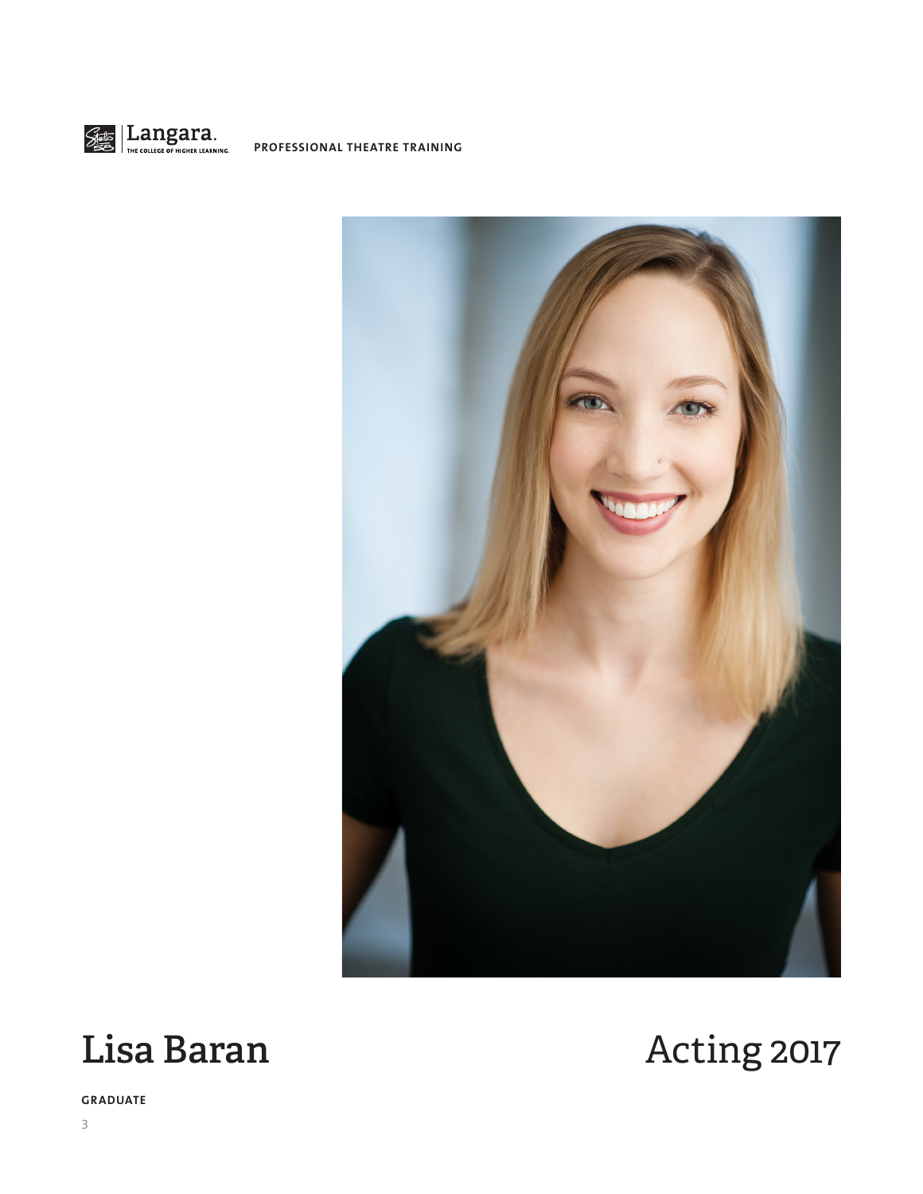Langara. THE COLLEGE OF HIGHER LEARNING. PROFESSIONAL THEATRE TRAINING

# Lisa Baran

# Acting 2017

**GRADUATE**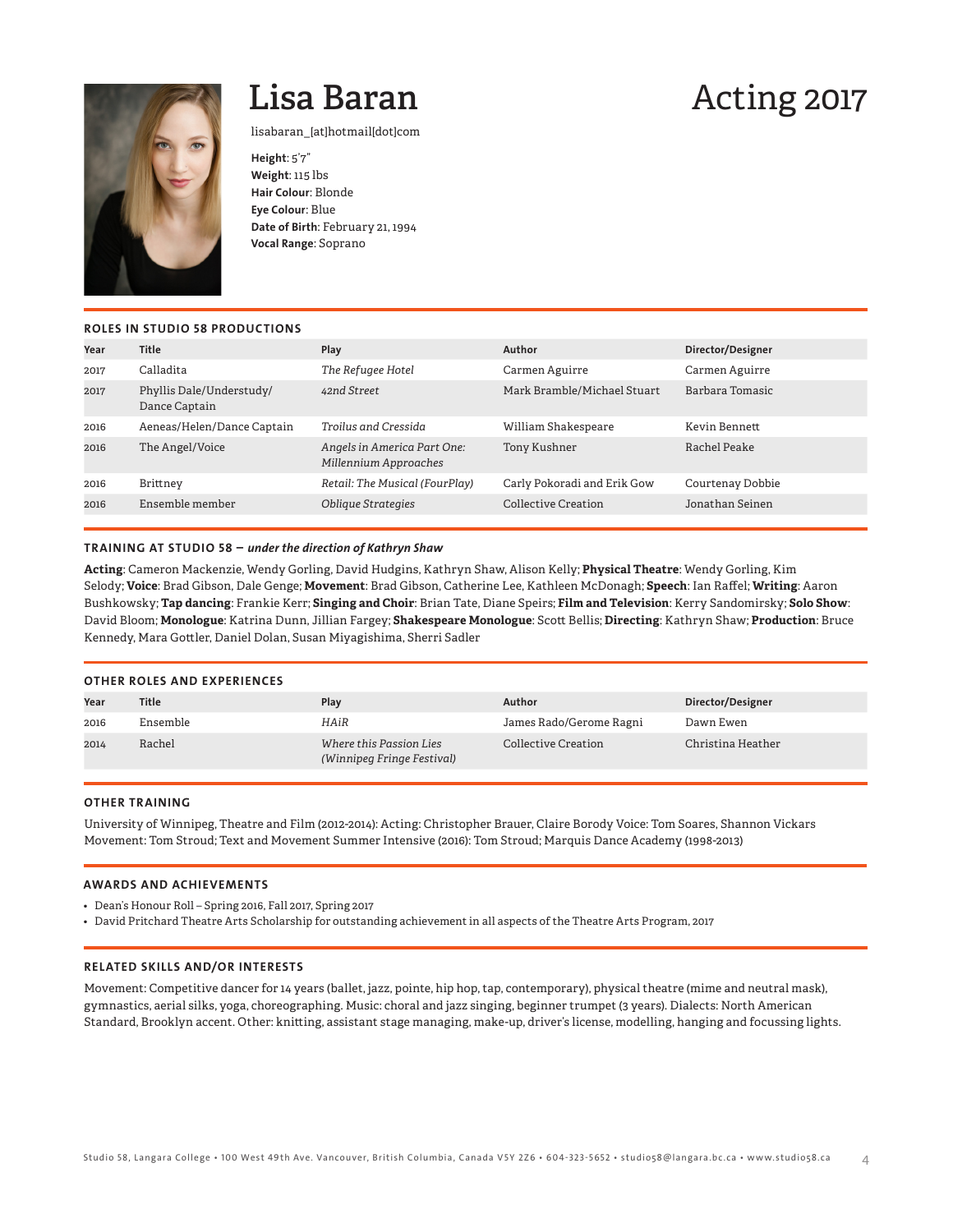# Lisa Baran

# Acting 2017

lisabaran_[at]hotmail[dot]com

**Height**: 5'7"
**Weight**: 115 lbs
**Hair Colour**: Blonde
**Eye Colour**: Blue
**Date of Birth**: February 21, 1994
**Vocal Range**: Soprano

## ROLES IN STUDIO 58 PRODUCTIONS

| Year | Title | Play | Author | Director/Designer |
|---|---|---|---|---|
| 2017 | Calladita | *The Refugee Hotel* | Carmen Aguirre | Carmen Aguirre |
| 2017 | Phyllis Dale/Understudy/ Dance Captain | *42nd Street* | Mark Bramble/Michael Stuart | Barbara Tomasic |
| 2016 | Aeneas/Helen/Dance Captain | *Troilus and Cressida* | William Shakespeare | Kevin Bennett |
| 2016 | The Angel/Voice | *Angels in America Part One: Millennium Approaches* | Tony Kushner | Rachel Peake |
| 2016 | Brittney | *Retail: The Musical (FourPlay)* | Carly Pokoradi and Erik Gow | Courtenay Dobbie |
| 2016 | Ensemble member | *Oblique Strategies* | Collective Creation | Jonathan Seinen |

## TRAINING AT STUDIO 58 – *under the direction of Kathryn Shaw*

**Acting**: Cameron Mackenzie, Wendy Gorling, David Hudgins, Kathryn Shaw, Alison Kelly; **Physical Theatre**: Wendy Gorling, Kim Selody; **Voice**: Brad Gibson, Dale Genge; **Movement**: Brad Gibson, Catherine Lee, Kathleen McDonagh; **Speech**: Ian Raffel; **Writing**: Aaron Bushkowsky; **Tap dancing**: Frankie Kerr; **Singing and Choir**: Brian Tate, Diane Speirs; **Film and Television**: Kerry Sandomirsky; **Solo Show**: David Bloom; **Monologue**: Katrina Dunn, Jillian Fargey; **Shakespeare Monologue**: Scott Bellis; **Directing**: Kathryn Shaw; **Production**: Bruce Kennedy, Mara Gottler, Daniel Dolan, Susan Miyagishima, Sherri Sadler

## OTHER ROLES AND EXPERIENCES

| Year | Title | Play | Author | Director/Designer |
|---|---|---|---|---|
| 2016 | Ensemble | *HAiR* | James Rado/Gerome Ragni | Dawn Ewen |
| 2014 | Rachel | *Where this Passion Lies (Winnipeg Fringe Festival)* | Collective Creation | Christina Heather |

## OTHER TRAINING

University of Winnipeg, Theatre and Film (2012-2014): Acting: Christopher Brauer, Claire Borody Voice: Tom Soares, Shannon Vickars Movement: Tom Stroud; Text and Movement Summer Intensive (2016): Tom Stroud; Marquis Dance Academy (1998-2013)

## AWARDS AND ACHIEVEMENTS

- Dean's Honour Roll – Spring 2016, Fall 2017, Spring 2017
- David Pritchard Theatre Arts Scholarship for outstanding achievement in all aspects of the Theatre Arts Program, 2017

## RELATED SKILLS AND/OR INTERESTS

Movement: Competitive dancer for 14 years (ballet, jazz, pointe, hip hop, tap, contemporary), physical theatre (mime and neutral mask), gymnastics, aerial silks, yoga, choreographing. Music: choral and jazz singing, beginner trumpet (3 years). Dialects: North American Standard, Brooklyn accent. Other: knitting, assistant stage managing, make-up, driver's license, modelling, hanging and focussing lights.

Studio 58, Langara College • 100 West 49th Ave. Vancouver, British Columbia, Canada V5Y 2Z6 • 604-323-5652 • studio58@langara.bc.ca • www.studio58.ca